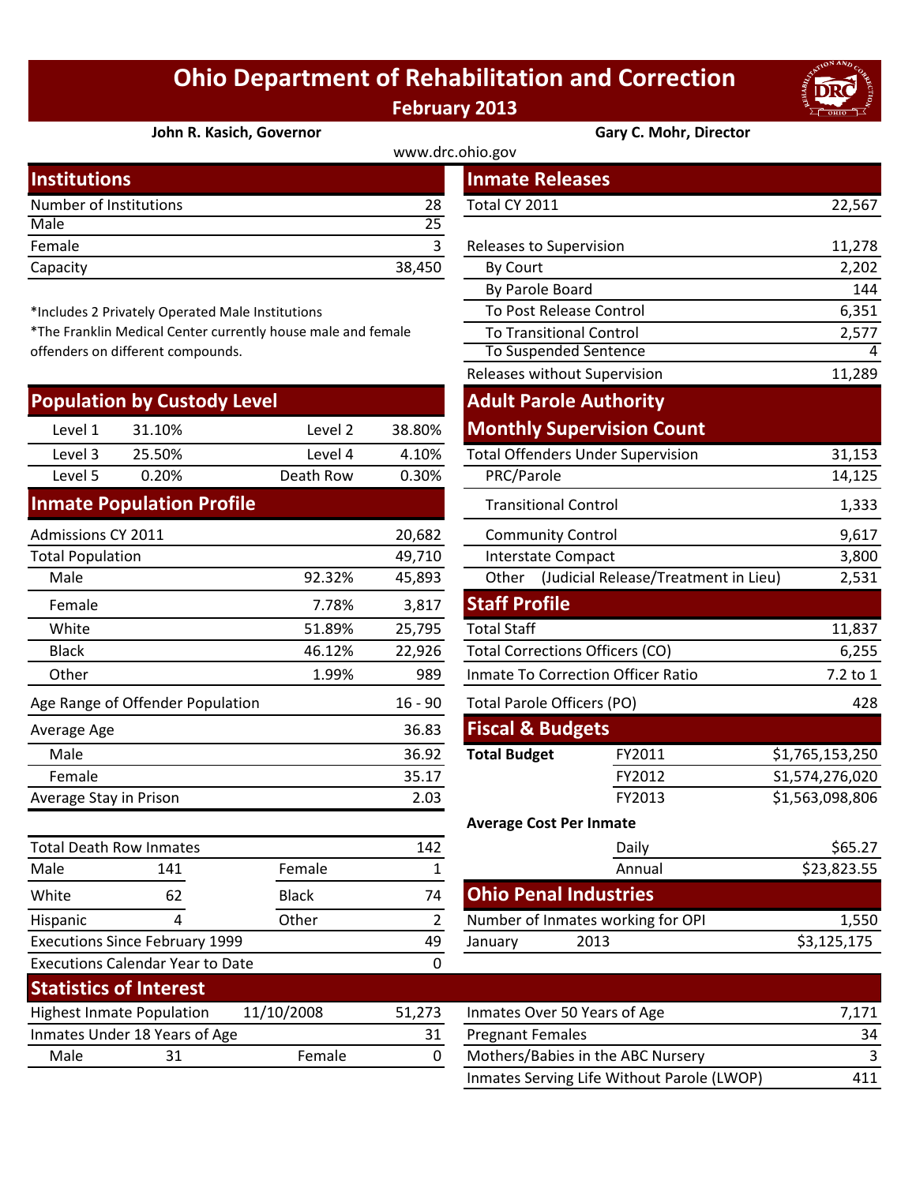# Ohio Department of Rehabilitation and Correction

**February 2013**

**John R. Kasich, Governor** | **Gary C. Mohr, Director**

www.drc.ohio.gov

## Institutions

| | |
|---|---|
| Number of Institutions | 28 |
| Male | 25 |
| Female | 3 |
| Capacity | 38,450 |

*Includes 2 Privately Operated Male Institutions
*The Franklin Medical Center currently house male and female offenders on different compounds.

## Population by Custody Level

| | | | |
|---|---|---|---|
| Level 1 | 31.10% | Level 2 | 38.80% |
| Level 3 | 25.50% | Level 4 | 4.10% |
| Level 5 | 0.20% | Death Row | 0.30% |

## Inmate Population Profile

| | | |
|---|---|---|
| Admissions CY 2011 | | 20,682 |
| Total Population | | 49,710 |
| Male | 92.32% | 45,893 |
| Female | 7.78% | 3,817 |
| White | 51.89% | 25,795 |
| Black | 46.12% | 22,926 |
| Other | 1.99% | 989 |
| Age Range of Offender Population | | 16 - 90 |
| Average Age | | 36.83 |
| Male | | 36.92 |
| Female | | 35.17 |
| Average Stay in Prison | | 2.03 |

| | | | |
|---|---|---|---|
| Total Death Row Inmates | | | 142 |
| Male | 141 | Female | 1 |
| White | 62 | Black | 74 |
| Hispanic | 4 | Other | 2 |
| Executions Since February 1999 | | | 49 |
| Executions Calendar Year to Date | | | 0 |

## Inmate Releases

| | |
|---|---|
| Total CY 2011 | 22,567 |
| Releases to Supervision | 11,278 |
| By Court | 2,202 |
| By Parole Board | 144 |
| To Post Release Control | 6,351 |
| To Transitional Control | 2,577 |
| To Suspended Sentence | 4 |
| Releases without Supervision | 11,289 |

## Adult Parole Authority Monthly Supervision Count

| | |
|---|---|
| Total Offenders Under Supervision | 31,153 |
| PRC/Parole | 14,125 |
| Transitional Control | 1,333 |
| Community Control | 9,617 |
| Interstate Compact | 3,800 |
| Other (Judicial Release/Treatment in Lieu) | 2,531 |

## Staff Profile

| | |
|---|---|
| Total Staff | 11,837 |
| Total Corrections Officers (CO) | 6,255 |
| Inmate To Correction Officer Ratio | 7.2 to 1 |
| Total Parole Officers (PO) | 428 |

## Fiscal & Budgets

| | | |
|---|---|---|
| **Total Budget** | FY2011 | $1,765,153,250 |
| | FY2012 | $1,574,276,020 |
| | FY2013 | $1,563,098,806 |

**Average Cost Per Inmate**

| | |
|---|---|
| Daily | $65.27 |
| Annual | $23,823.55 |

## Ohio Penal Industries

| | | |
|---|---|---|
| Number of Inmates working for OPI | | 1,550 |
| January | 2013 | $3,125,175 |

## Statistics of Interest

| | | | |
|---|---|---|---|
| Highest Inmate Population | 11/10/2008 | | 51,273 |
| Inmates Under 18 Years of Age | | | 31 |
| Male | 31 | Female | 0 |

| | |
|---|---|
| Inmates Over 50 Years of Age | 7,171 |
| Pregnant Females | 34 |
| Mothers/Babies in the ABC Nursery | 3 |
| Inmates Serving Life Without Parole (LWOP) | 411 |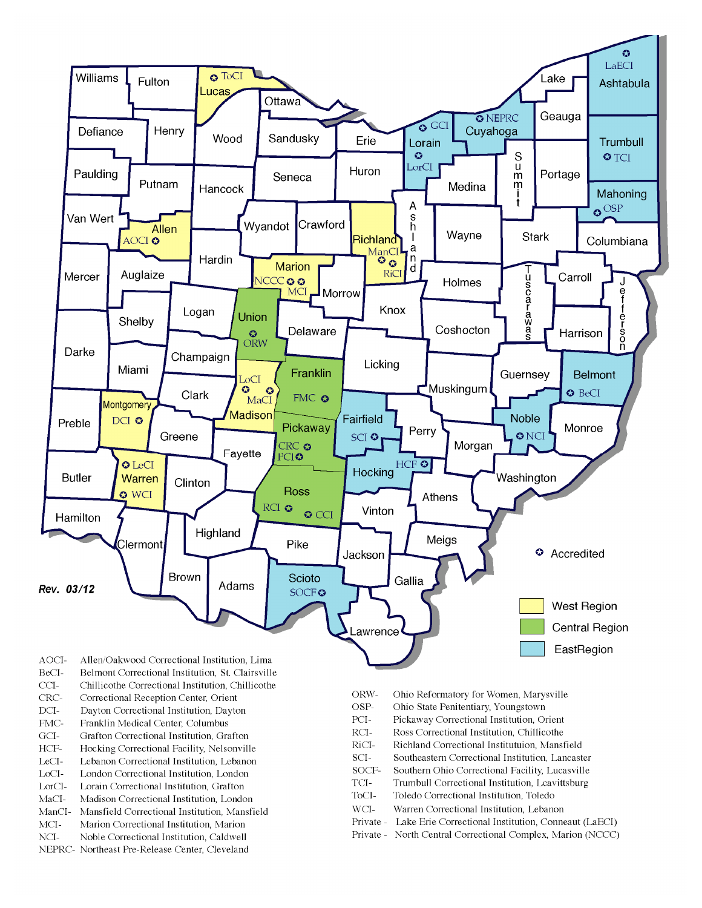Rev. 03/12

✪ Accredited

West Region

Central Region

EastRegion

| Abbreviation | Institution |
|---|---|
| AOCI- | Allen/Oakwood Correctional Institution, Lima |
| BeCI- | Belmont Correctional Institution, St. Clairsville |
| CCI- | Chillicothe Correctional Institution, Chillicothe |
| CRC- | Correctional Reception Center, Orient |
| DCI- | Dayton Correctional Institution, Dayton |
| FMC- | Franklin Medical Center, Columbus |
| GCI- | Grafton Correctional Institution, Grafton |
| HCF- | Hocking Correctional Facility, Nelsonville |
| LeCI- | Lebanon Correctional Institution, Lebanon |
| LoCI- | London Correctional Institution, London |
| LorCI- | Lorain Correctional Institution, Grafton |
| MaCI- | Madison Correctional Institution, London |
| ManCI- | Mansfield Correctional Institution, Mansfield |
| MCI- | Marion Correctional Institution, Marion |
| NCI- | Noble Correctional Institution, Caldwell |
| NEPRC- | Northeast Pre-Release Center, Cleveland |
| ORW- | Ohio Reformatory for Women, Marysville |
| OSP- | Ohio State Penitentiary, Youngstown |
| PCI- | Pickaway Correctional Institution, Orient |
| RCI- | Ross Correctional Institution, Chillicothe |
| RiCI- | Richland Correctional Instituttuion, Mansfield |
| SCI- | Southeastern Correctional Institution, Lancaster |
| SOCF- | Southern Ohio Correctional Facility, Lucasville |
| TCI- | Trumbull Correctional Institution, Leavittsburg |
| ToCI- | Toledo Correctional Institution, Toledo |
| WCI- | Warren Correctional Institution, Lebanon |
| Private - | Lake Erie Correctional Institution, Conneaut (LaECI) |
| Private - | North Central Correctional Complex, Marion (NCCC) |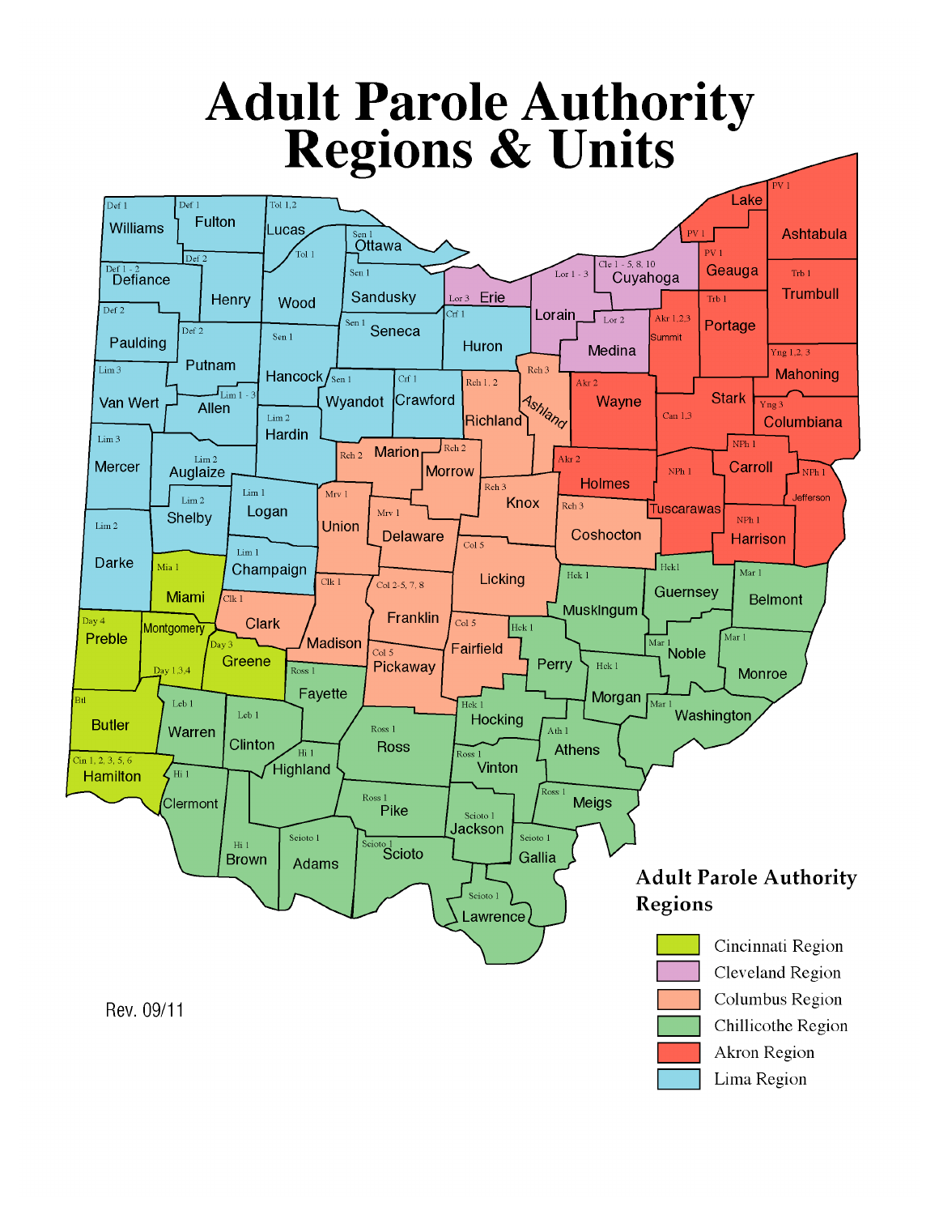# Adult Parole Authority Regions & Units

Def 1 Williams
Def 1 Fulton
Tol 1,2 Lucas
Sen 1 Ottawa
Tol 1 Wood
Def 1 - 2 Defiance
Def 2 Henry
Sen 1 Sandusky
Lor 3 Erie
Lor 1 - 3 Lorain
Cle 1 - 5, 8, 10 Cuyahoga
PV 1 Lake
PV 1 Ashtabula
PV 1 Geauga
Trb 1 Trumbull
Def 2 Paulding
Def 2 Putnam
Sen 1 Hancock
Sen 1 Seneca
Crf 1 Huron
Lor 2 Medina
Akr 1,2,3 Summit
Trb 1 Portage
Yng 1,2, 3 Mahoning
Lim 3 Van Wert
Lim 1 - 3 Allen
Sen 1 Wyandot
Crf 1 Crawford
Rch 1, 2 Richland
Rch 3 Ashland
Akr 2 Wayne
Can 1,3 Stark
Yng 3 Columbiana
Lim 3 Mercer
Lim 2 Auglaize
Lim 2 Hardin
Rch 2 Marion
Rch 2 Morrow
Akr 2 Holmes
NPh 1 Carroll
NPh 1 Tuscarawas
NPh 1 Jefferson
Lim 2 Shelby
Lim 1 Logan
Mrv 1 Union
Mrv 1 Delaware
Rch 3 Knox
Rch 3 Coshocton
NPh 1 Harrison
Lim 2 Darke
Mia 1 Miami
Lim 1 Champaign
Col 5 Licking
Hck 1 Muskingum
Hck1 Guernsey
Mar 1 Belmont
Clk 1 Clark
Clk 1 Madison
Col 2-5, 7, 8 Franklin
Day 4 Preble
Montgomery
Day 1,3,4
Day 3 Greene
Col 5 Fairfield
Hck 1 Perry
Mar 1 Noble
Mar 1 Monroe
Ross 1 Fayette
Col 5 Pickaway
Hck 1 Morgan
Btl Butler
Leb 1 Warren
Leb 1 Clinton
Hck 1 Hocking
Mar 1 Washington
Ross 1 Ross
Ath 1 Athens
Cin 1, 2, 3, 5, 6 Hamilton
Hi 1 Highland
Ross 1 Vinton
Hi 1 Clermont
Ross 1 Pike
Ross 1 Meigs
Sciotо 1 Jackson
Hi 1 Brown
Scioto 1 Adams
Scioto 1 Scioto
Scioto 1 Gallia
Scioto 1 Lawrence

## Adult Parole Authority Regions

- Cincinnati Region
- Cleveland Region
- Columbus Region
- Chillicothe Region
- Akron Region
- Lima Region

Rev. 09/11